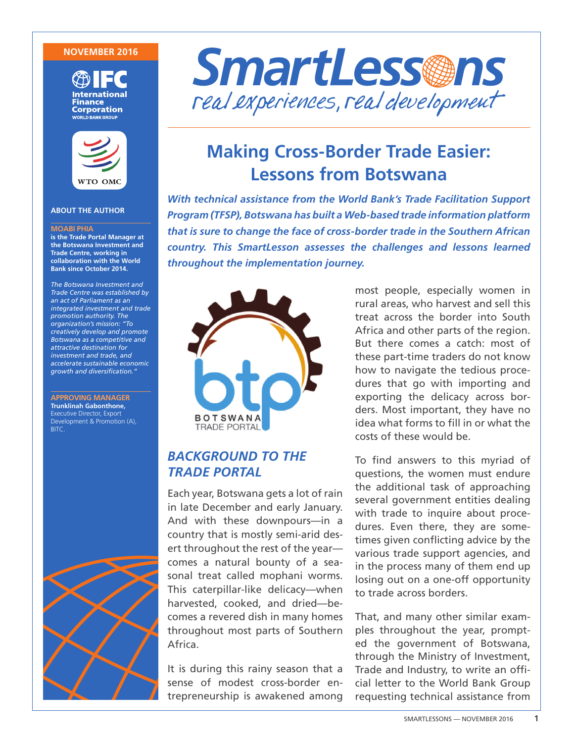NOVEMBER 2016

IFC International Finance Corporation WORLD BANK GROUP

WTO OMC

# SmartLessons

*real experiences, real development*

# Making Cross-Border Trade Easier: Lessons from Botswana

***With technical assistance from the World Bank's Trade Facilitation Support Program (TFSP), Botswana has built a Web-based trade information platform that is sure to change the face of cross-border trade in the Southern African country. This SmartLesson assesses the challenges and lessons learned throughout the implementation journey.***

**ABOUT THE AUTHOR**

**MOABI PHIA**
**is the Trade Portal Manager at the Botswana Investment and Trade Centre, working in collaboration with the World Bank since October 2014.**

*The Botswana Investment and Trade Centre was established by an act of Parliament as an integrated investment and trade promotion authority. The organization's mission: "To creatively develop and promote Botswana as a competitive and attractive destination for investment and trade, and accelerate sustainable economic growth and diversification."*

**APPROVING MANAGER**
**Trunklinah Gabonthone,** Executive Director, Export Development & Promotion (A), BITC.

btp BOTSWANA TRADE PORTAL

## *BACKGROUND TO THE TRADE PORTAL*

Each year, Botswana gets a lot of rain in late December and early January. And with these downpours—in a country that is mostly semi-arid desert throughout the rest of the year—comes a natural bounty of a seasonal treat called mophani worms. This caterpillar-like delicacy—when harvested, cooked, and dried—becomes a revered dish in many homes throughout most parts of Southern Africa.

It is during this rainy season that a sense of modest cross-border entrepreneurship is awakened among most people, especially women in rural areas, who harvest and sell this treat across the border into South Africa and other parts of the region. But there comes a catch: most of these part-time traders do not know how to navigate the tedious procedures that go with importing and exporting the delicacy across borders. Most important, they have no idea what forms to fill in or what the costs of these would be.

To find answers to this myriad of questions, the women must endure the additional task of approaching several government entities dealing with trade to inquire about procedures. Even there, they are sometimes given conflicting advice by the various trade support agencies, and in the process many of them end up losing out on a one-off opportunity to trade across borders.

That, and many other similar examples throughout the year, prompted the government of Botswana, through the Ministry of Investment, Trade and Industry, to write an official letter to the World Bank Group requesting technical assistance from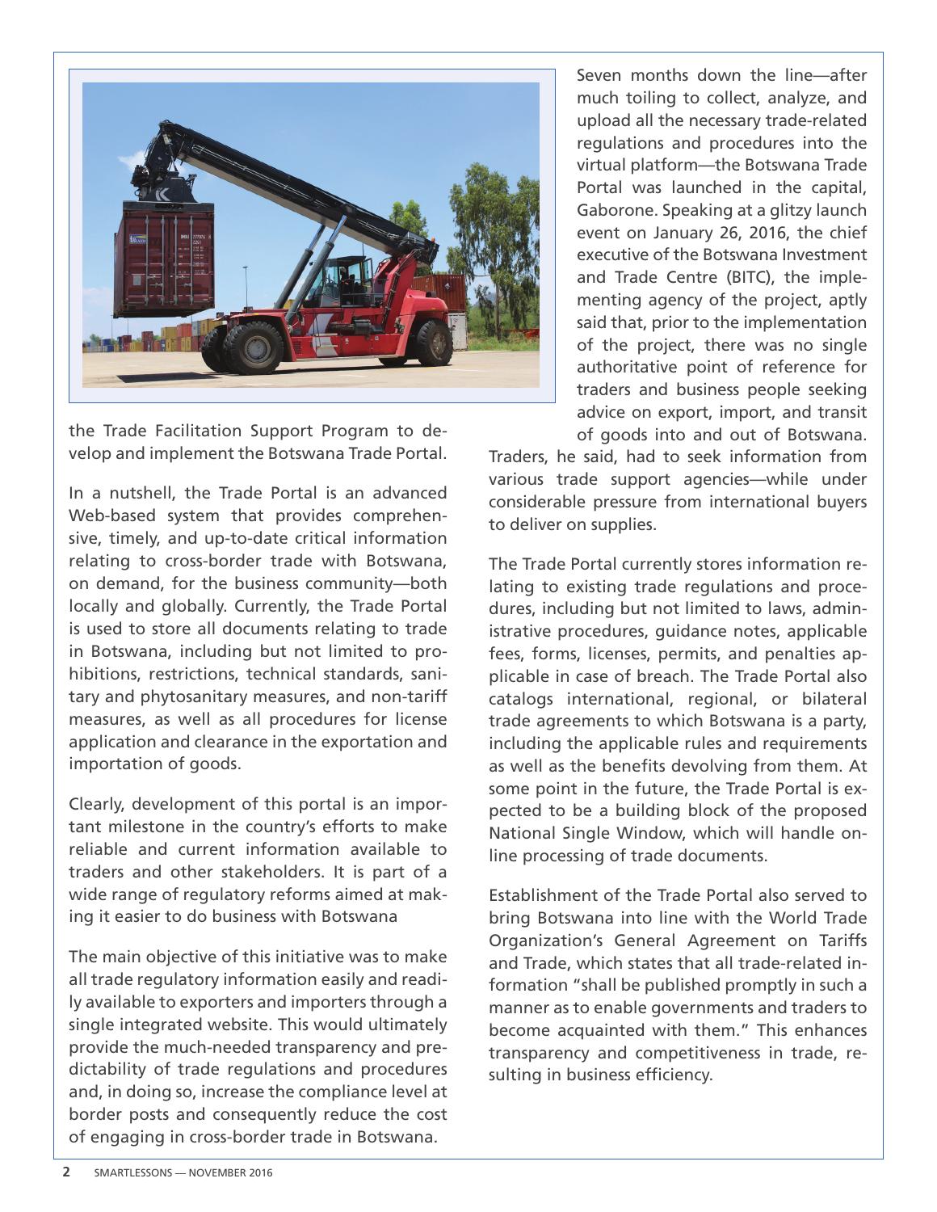the Trade Facilitation Support Program to develop and implement the Botswana Trade Portal.

In a nutshell, the Trade Portal is an advanced Web-based system that provides comprehensive, timely, and up-to-date critical information relating to cross-border trade with Botswana, on demand, for the business community—both locally and globally. Currently, the Trade Portal is used to store all documents relating to trade in Botswana, including but not limited to prohibitions, restrictions, technical standards, sanitary and phytosanitary measures, and non-tariff measures, as well as all procedures for license application and clearance in the exportation and importation of goods.

Clearly, development of this portal is an important milestone in the country's efforts to make reliable and current information available to traders and other stakeholders. It is part of a wide range of regulatory reforms aimed at making it easier to do business with Botswana

The main objective of this initiative was to make all trade regulatory information easily and readily available to exporters and importers through a single integrated website. This would ultimately provide the much-needed transparency and predictability of trade regulations and procedures and, in doing so, increase the compliance level at border posts and consequently reduce the cost of engaging in cross-border trade in Botswana.

Seven months down the line—after much toiling to collect, analyze, and upload all the necessary trade-related regulations and procedures into the virtual platform—the Botswana Trade Portal was launched in the capital, Gaborone. Speaking at a glitzy launch event on January 26, 2016, the chief executive of the Botswana Investment and Trade Centre (BITC), the implementing agency of the project, aptly said that, prior to the implementation of the project, there was no single authoritative point of reference for traders and business people seeking advice on export, import, and transit of goods into and out of Botswana. Traders, he said, had to seek information from various trade support agencies—while under considerable pressure from international buyers to deliver on supplies.

The Trade Portal currently stores information relating to existing trade regulations and procedures, including but not limited to laws, administrative procedures, guidance notes, applicable fees, forms, licenses, permits, and penalties applicable in case of breach. The Trade Portal also catalogs international, regional, or bilateral trade agreements to which Botswana is a party, including the applicable rules and requirements as well as the benefits devolving from them. At some point in the future, the Trade Portal is expected to be a building block of the proposed National Single Window, which will handle online processing of trade documents.

Establishment of the Trade Portal also served to bring Botswana into line with the World Trade Organization's General Agreement on Tariffs and Trade, which states that all trade-related information "shall be published promptly in such a manner as to enable governments and traders to become acquainted with them." This enhances transparency and competitiveness in trade, resulting in business efficiency.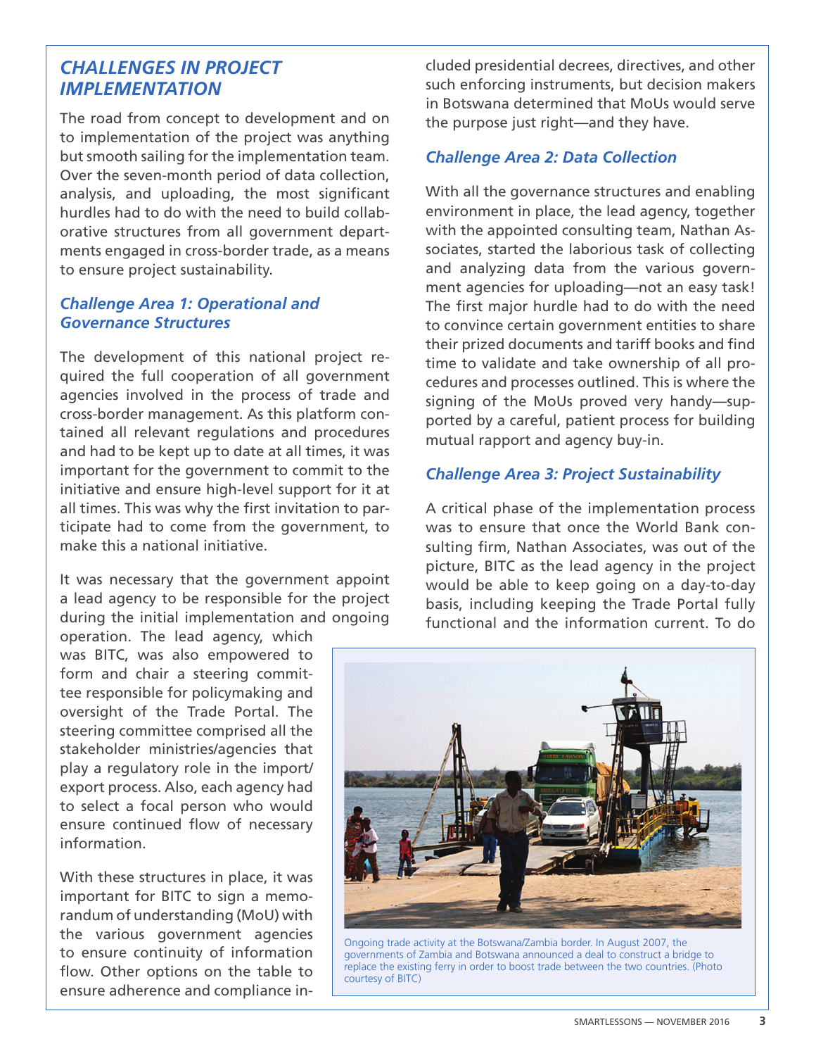## *CHALLENGES IN PROJECT IMPLEMENTATION*

The road from concept to development and on to implementation of the project was anything but smooth sailing for the implementation team. Over the seven-month period of data collection, analysis, and uploading, the most significant hurdles had to do with the need to build collaborative structures from all government departments engaged in cross-border trade, as a means to ensure project sustainability.

### *Challenge Area 1: Operational and Governance Structures*

The development of this national project required the full cooperation of all government agencies involved in the process of trade and cross-border management. As this platform contained all relevant regulations and procedures and had to be kept up to date at all times, it was important for the government to commit to the initiative and ensure high-level support for it at all times. This was why the first invitation to participate had to come from the government, to make this a national initiative.

It was necessary that the government appoint a lead agency to be responsible for the project during the initial implementation and ongoing operation. The lead agency, which was BITC, was also empowered to form and chair a steering committee responsible for policymaking and oversight of the Trade Portal. The steering committee comprised all the stakeholder ministries/agencies that play a regulatory role in the import/export process. Also, each agency had to select a focal person who would ensure continued flow of necessary information.

With these structures in place, it was important for BITC to sign a memorandum of understanding (MoU) with the various government agencies to ensure continuity of information flow. Other options on the table to ensure adherence and compliance included presidential decrees, directives, and other such enforcing instruments, but decision makers in Botswana determined that MoUs would serve the purpose just right—and they have.

### *Challenge Area 2: Data Collection*

With all the governance structures and enabling environment in place, the lead agency, together with the appointed consulting team, Nathan Associates, started the laborious task of collecting and analyzing data from the various government agencies for uploading—not an easy task! The first major hurdle had to do with the need to convince certain government entities to share their prized documents and tariff books and find time to validate and take ownership of all procedures and processes outlined. This is where the signing of the MoUs proved very handy—supported by a careful, patient process for building mutual rapport and agency buy-in.

### *Challenge Area 3: Project Sustainability*

A critical phase of the implementation process was to ensure that once the World Bank consulting firm, Nathan Associates, was out of the picture, BITC as the lead agency in the project would be able to keep going on a day-to-day basis, including keeping the Trade Portal fully functional and the information current. To do

Ongoing trade activity at the Botswana/Zambia border. In August 2007, the governments of Zambia and Botswana announced a deal to construct a bridge to replace the existing ferry in order to boost trade between the two countries. (Photo courtesy of BITC)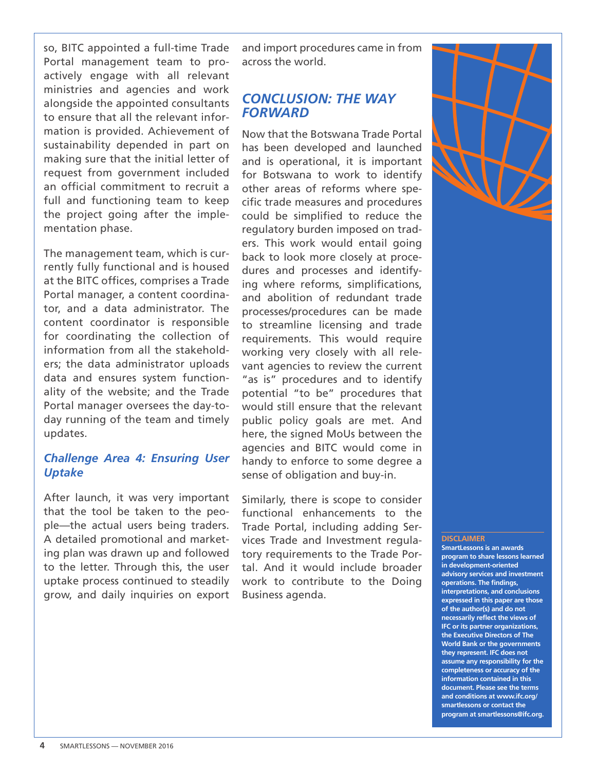so, BITC appointed a full-time Trade Portal management team to proactively engage with all relevant ministries and agencies and work alongside the appointed consultants to ensure that all the relevant information is provided. Achievement of sustainability depended in part on making sure that the initial letter of request from government included an official commitment to recruit a full and functioning team to keep the project going after the implementation phase.

The management team, which is currently fully functional and is housed at the BITC offices, comprises a Trade Portal manager, a content coordinator, and a data administrator. The content coordinator is responsible for coordinating the collection of information from all the stakeholders; the data administrator uploads data and ensures system functionality of the website; and the Trade Portal manager oversees the day-to-day running of the team and timely updates.

### *Challenge Area 4: Ensuring User Uptake*

After launch, it was very important that the tool be taken to the people—the actual users being traders. A detailed promotional and marketing plan was drawn up and followed to the letter. Through this, the user uptake process continued to steadily grow, and daily inquiries on export and import procedures came in from across the world.

## *CONCLUSION: THE WAY FORWARD*

Now that the Botswana Trade Portal has been developed and launched and is operational, it is important for Botswana to work to identify other areas of reforms where specific trade measures and procedures could be simplified to reduce the regulatory burden imposed on traders. This work would entail going back to look more closely at procedures and processes and identifying where reforms, simplifications, and abolition of redundant trade processes/procedures can be made to streamline licensing and trade requirements. This would require working very closely with all relevant agencies to review the current "as is" procedures and to identify potential "to be" procedures that would still ensure that the relevant public policy goals are met. And here, the signed MoUs between the agencies and BITC would come in handy to enforce to some degree a sense of obligation and buy-in.

Similarly, there is scope to consider functional enhancements to the Trade Portal, including adding Services Trade and Investment regulatory requirements to the Trade Portal. And it would include broader work to contribute to the Doing Business agenda.

**DISCLAIMER**

**SmartLessons is an awards program to share lessons learned in development-oriented advisory services and investment operations. The findings, interpretations, and conclusions expressed in this paper are those of the author(s) and do not necessarily reflect the views of IFC or its partner organizations, the Executive Directors of The World Bank or the governments they represent. IFC does not assume any responsibility for the completeness or accuracy of the information contained in this document. Please see the terms and conditions at www.ifc.org/smartlessons or contact the program at smartlessons@ifc.org.**